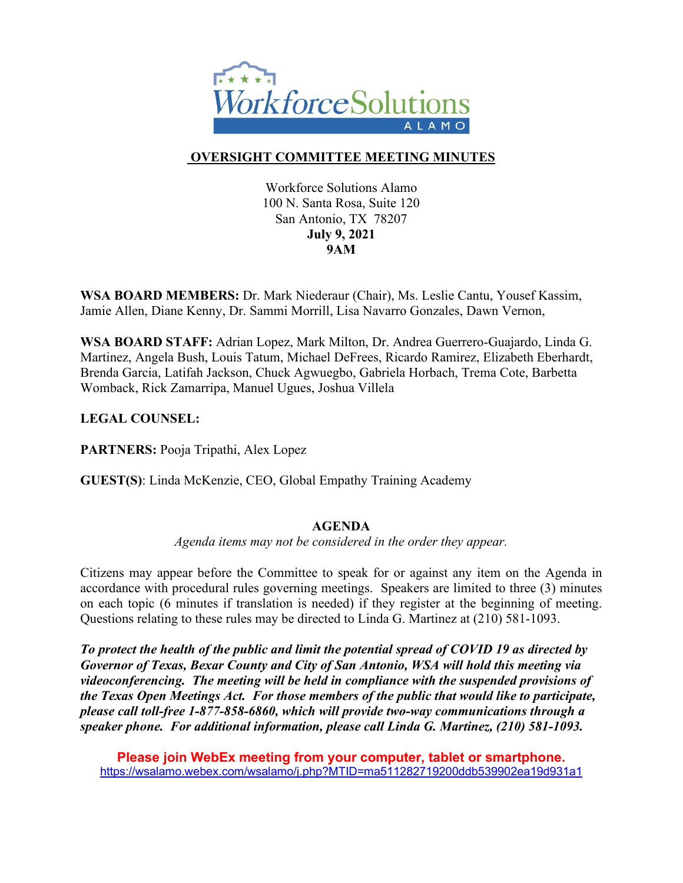# OVERSIGHT COMMITTEE MEETING MINUTES

Workforce Solutions Alamo
100 N. Santa Rosa, Suite 120
San Antonio, TX 78207
**July 9, 2021**
**9AM**

**WSA BOARD MEMBERS:** Dr. Mark Niederaur (Chair), Ms. Leslie Cantu, Yousef Kassim, Jamie Allen, Diane Kenny, Dr. Sammi Morrill, Lisa Navarro Gonzales, Dawn Vernon,

**WSA BOARD STAFF:** Adrian Lopez, Mark Milton, Dr. Andrea Guerrero-Guajardo, Linda G. Martinez, Angela Bush, Louis Tatum, Michael DeFrees, Ricardo Ramirez, Elizabeth Eberhardt, Brenda Garcia, Latifah Jackson, Chuck Agwuegbo, Gabriela Horbach, Trema Cote, Barbetta Womback, Rick Zamarripa, Manuel Ugues, Joshua Villela

**LEGAL COUNSEL:**

**PARTNERS:** Pooja Tripathi, Alex Lopez

**GUEST(S)**: Linda McKenzie, CEO, Global Empathy Training Academy

## AGENDA

*Agenda items may not be considered in the order they appear.*

Citizens may appear before the Committee to speak for or against any item on the Agenda in accordance with procedural rules governing meetings. Speakers are limited to three (3) minutes on each topic (6 minutes if translation is needed) if they register at the beginning of meeting. Questions relating to these rules may be directed to Linda G. Martinez at (210) 581-1093.

***To protect the health of the public and limit the potential spread of COVID 19 as directed by Governor of Texas, Bexar County and City of San Antonio, WSA will hold this meeting via videoconferencing. The meeting will be held in compliance with the suspended provisions of the Texas Open Meetings Act. For those members of the public that would like to participate, please call toll-free 1-877-858-6860, which will provide two-way communications through a speaker phone. For additional information, please call Linda G. Martinez, (210) 581-1093.***

**Please join WebEx meeting from your computer, tablet or smartphone.**
https://wsalamo.webex.com/wsalamo/j.php?MTID=ma511282719200ddb539902ea19d931a1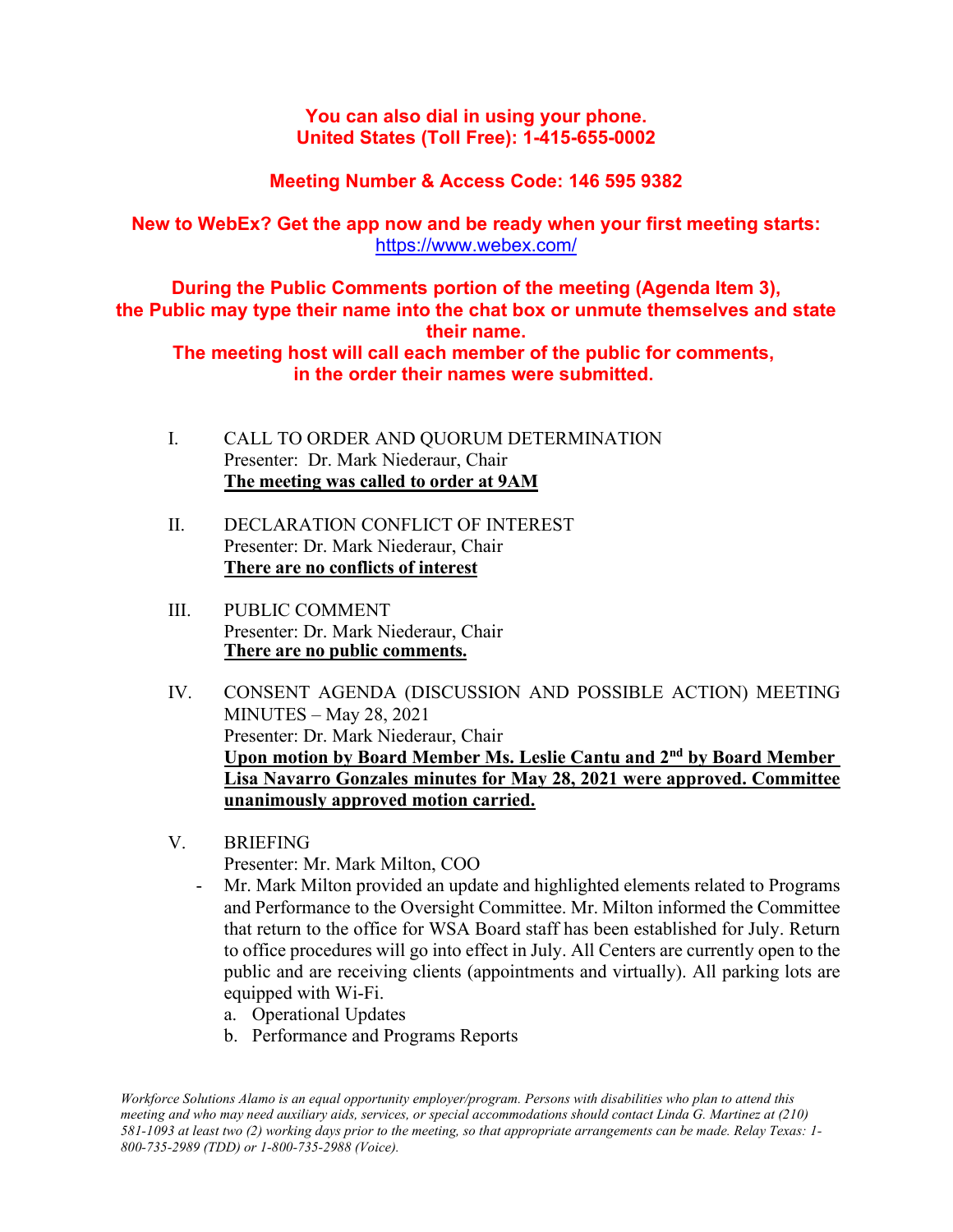**You can also dial in using your phone.**
**United States (Toll Free): 1-415-655-0002**

**Meeting Number & Access Code: 146 595 9382**

**New to WebEx? Get the app now and be ready when your first meeting starts:**
https://www.webex.com/

**During the Public Comments portion of the meeting (Agenda Item 3), the Public may type their name into the chat box or unmute themselves and state their name.**
**The meeting host will call each member of the public for comments, in the order their names were submitted.**

I. CALL TO ORDER AND QUORUM DETERMINATION
Presenter: Dr. Mark Niederaur, Chair
**The meeting was called to order at 9AM**

II. DECLARATION CONFLICT OF INTEREST
Presenter: Dr. Mark Niederaur, Chair
**There are no conflicts of interest**

III. PUBLIC COMMENT
Presenter: Dr. Mark Niederaur, Chair
**There are no public comments.**

IV. CONSENT AGENDA (DISCUSSION AND POSSIBLE ACTION) MEETING MINUTES – May 28, 2021
Presenter: Dr. Mark Niederaur, Chair
**Upon motion by Board Member Ms. Leslie Cantu and 2nd by Board Member Lisa Navarro Gonzales minutes for May 28, 2021 were approved. Committee unanimously approved motion carried.**

V. BRIEFING
Presenter: Mr. Mark Milton, COO
- Mr. Mark Milton provided an update and highlighted elements related to Programs and Performance to the Oversight Committee. Mr. Milton informed the Committee that return to the office for WSA Board staff has been established for July. Return to office procedures will go into effect in July. All Centers are currently open to the public and are receiving clients (appointments and virtually). All parking lots are equipped with Wi-Fi.
   a. Operational Updates
   b. Performance and Programs Reports

*Workforce Solutions Alamo is an equal opportunity employer/program. Persons with disabilities who plan to attend this meeting and who may need auxiliary aids, services, or special accommodations should contact Linda G. Martinez at (210) 581-1093 at least two (2) working days prior to the meeting, so that appropriate arrangements can be made. Relay Texas: 1-800-735-2989 (TDD) or 1-800-735-2988 (Voice).*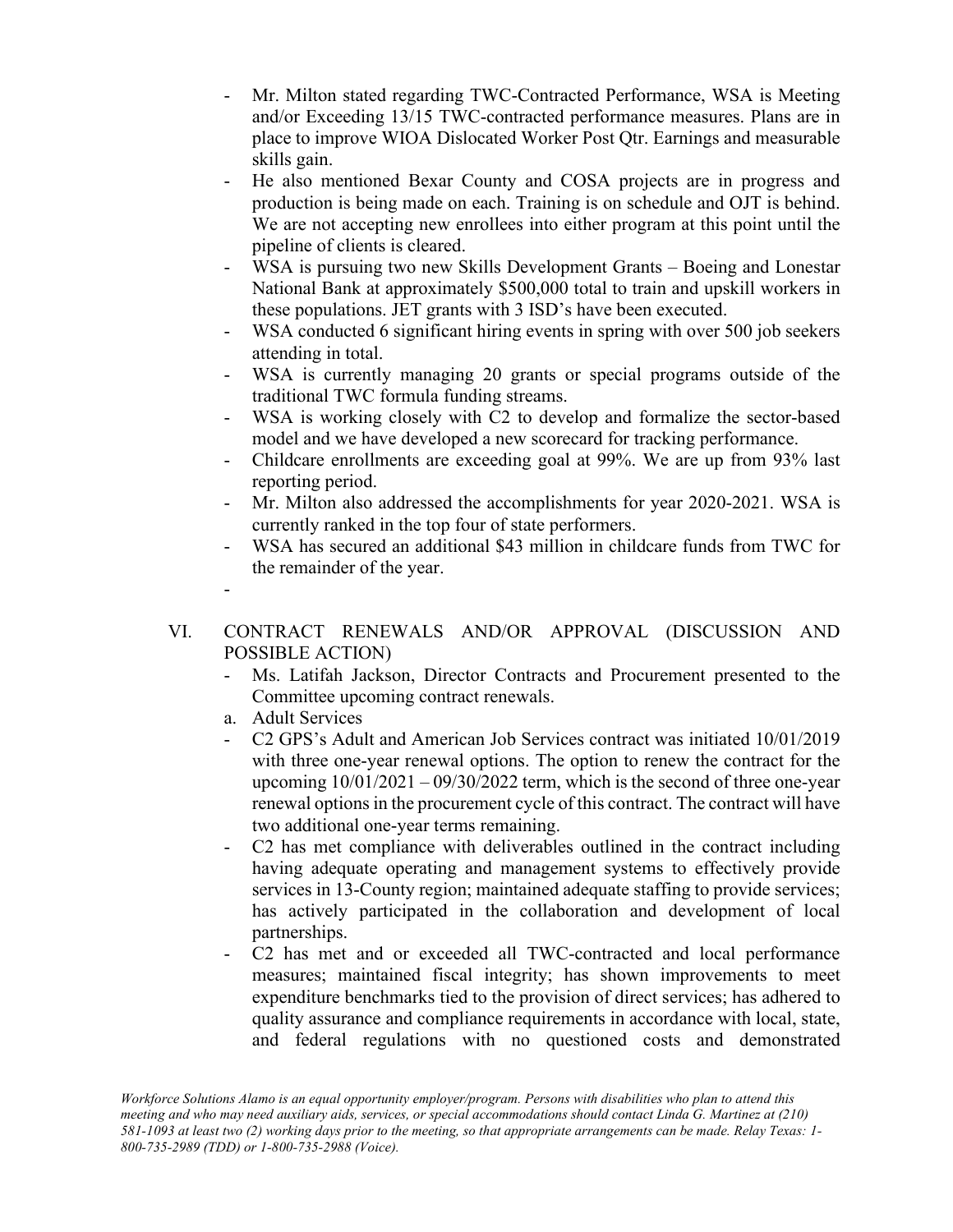- Mr. Milton stated regarding TWC-Contracted Performance, WSA is Meeting and/or Exceeding 13/15 TWC-contracted performance measures. Plans are in place to improve WIOA Dislocated Worker Post Qtr. Earnings and measurable skills gain.
- He also mentioned Bexar County and COSA projects are in progress and production is being made on each. Training is on schedule and OJT is behind. We are not accepting new enrollees into either program at this point until the pipeline of clients is cleared.
- WSA is pursuing two new Skills Development Grants – Boeing and Lonestar National Bank at approximately $500,000 total to train and upskill workers in these populations. JET grants with 3 ISD's have been executed.
- WSA conducted 6 significant hiring events in spring with over 500 job seekers attending in total.
- WSA is currently managing 20 grants or special programs outside of the traditional TWC formula funding streams.
- WSA is working closely with C2 to develop and formalize the sector-based model and we have developed a new scorecard for tracking performance.
- Childcare enrollments are exceeding goal at 99%. We are up from 93% last reporting period.
- Mr. Milton also addressed the accomplishments for year 2020-2021. WSA is currently ranked in the top four of state performers.
- WSA has secured an additional $43 million in childcare funds from TWC for the remainder of the year.
-

VI. CONTRACT RENEWALS AND/OR APPROVAL (DISCUSSION AND POSSIBLE ACTION)

- Ms. Latifah Jackson, Director Contracts and Procurement presented to the Committee upcoming contract renewals.

a. Adult Services

- C2 GPS's Adult and American Job Services contract was initiated 10/01/2019 with three one-year renewal options. The option to renew the contract for the upcoming 10/01/2021 – 09/30/2022 term, which is the second of three one-year renewal options in the procurement cycle of this contract. The contract will have two additional one-year terms remaining.
- C2 has met compliance with deliverables outlined in the contract including having adequate operating and management systems to effectively provide services in 13-County region; maintained adequate staffing to provide services; has actively participated in the collaboration and development of local partnerships.
- C2 has met and or exceeded all TWC-contracted and local performance measures; maintained fiscal integrity; has shown improvements to meet expenditure benchmarks tied to the provision of direct services; has adhered to quality assurance and compliance requirements in accordance with local, state, and federal regulations with no questioned costs and demonstrated

*Workforce Solutions Alamo is an equal opportunity employer/program. Persons with disabilities who plan to attend this meeting and who may need auxiliary aids, services, or special accommodations should contact Linda G. Martinez at (210) 581-1093 at least two (2) working days prior to the meeting, so that appropriate arrangements can be made. Relay Texas: 1-800-735-2989 (TDD) or 1-800-735-2988 (Voice).*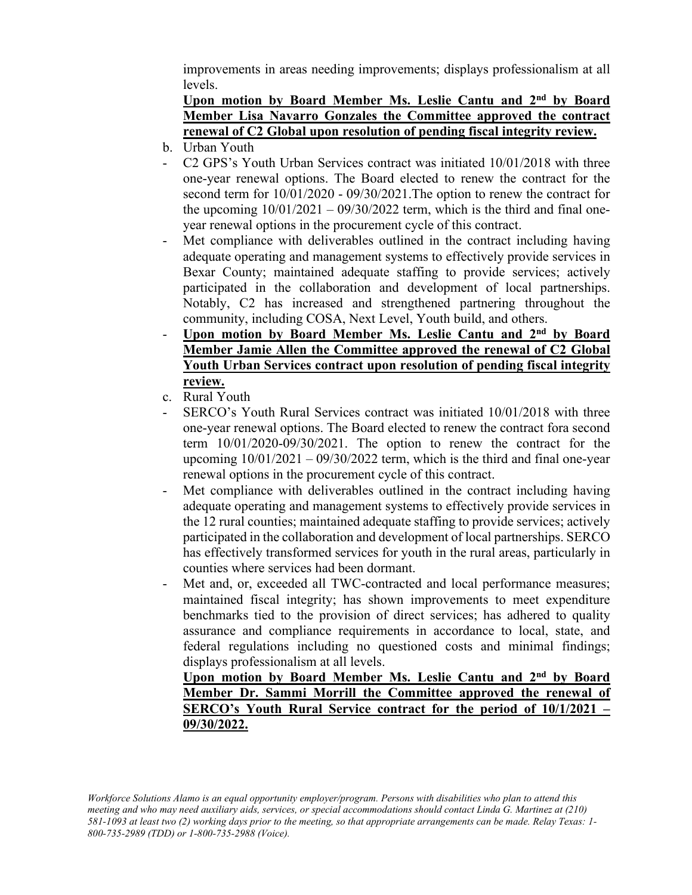improvements in areas needing improvements; displays professionalism at all levels.

**Upon motion by Board Member Ms. Leslie Cantu and 2nd by Board Member Lisa Navarro Gonzales the Committee approved the contract renewal of C2 Global upon resolution of pending fiscal integrity review.**

b. Urban Youth

- C2 GPS's Youth Urban Services contract was initiated 10/01/2018 with three one-year renewal options. The Board elected to renew the contract for the second term for 10/01/2020 - 09/30/2021.The option to renew the contract for the upcoming 10/01/2021 – 09/30/2022 term, which is the third and final one-year renewal options in the procurement cycle of this contract.
- Met compliance with deliverables outlined in the contract including having adequate operating and management systems to effectively provide services in Bexar County; maintained adequate staffing to provide services; actively participated in the collaboration and development of local partnerships. Notably, C2 has increased and strengthened partnering throughout the community, including COSA, Next Level, Youth build, and others.
- **Upon motion by Board Member Ms. Leslie Cantu and 2nd by Board Member Jamie Allen the Committee approved the renewal of C2 Global Youth Urban Services contract upon resolution of pending fiscal integrity review.**

c. Rural Youth

- SERCO's Youth Rural Services contract was initiated 10/01/2018 with three one-year renewal options. The Board elected to renew the contract fora second term 10/01/2020-09/30/2021. The option to renew the contract for the upcoming 10/01/2021 – 09/30/2022 term, which is the third and final one-year renewal options in the procurement cycle of this contract.
- Met compliance with deliverables outlined in the contract including having adequate operating and management systems to effectively provide services in the 12 rural counties; maintained adequate staffing to provide services; actively participated in the collaboration and development of local partnerships. SERCO has effectively transformed services for youth in the rural areas, particularly in counties where services had been dormant.
- Met and, or, exceeded all TWC-contracted and local performance measures; maintained fiscal integrity; has shown improvements to meet expenditure benchmarks tied to the provision of direct services; has adhered to quality assurance and compliance requirements in accordance to local, state, and federal regulations including no questioned costs and minimal findings; displays professionalism at all levels.

**Upon motion by Board Member Ms. Leslie Cantu and 2nd by Board Member Dr. Sammi Morrill the Committee approved the renewal of SERCO's Youth Rural Service contract for the period of 10/1/2021 – 09/30/2022.**

*Workforce Solutions Alamo is an equal opportunity employer/program. Persons with disabilities who plan to attend this meeting and who may need auxiliary aids, services, or special accommodations should contact Linda G. Martinez at (210) 581-1093 at least two (2) working days prior to the meeting, so that appropriate arrangements can be made. Relay Texas: 1-800-735-2989 (TDD) or 1-800-735-2988 (Voice).*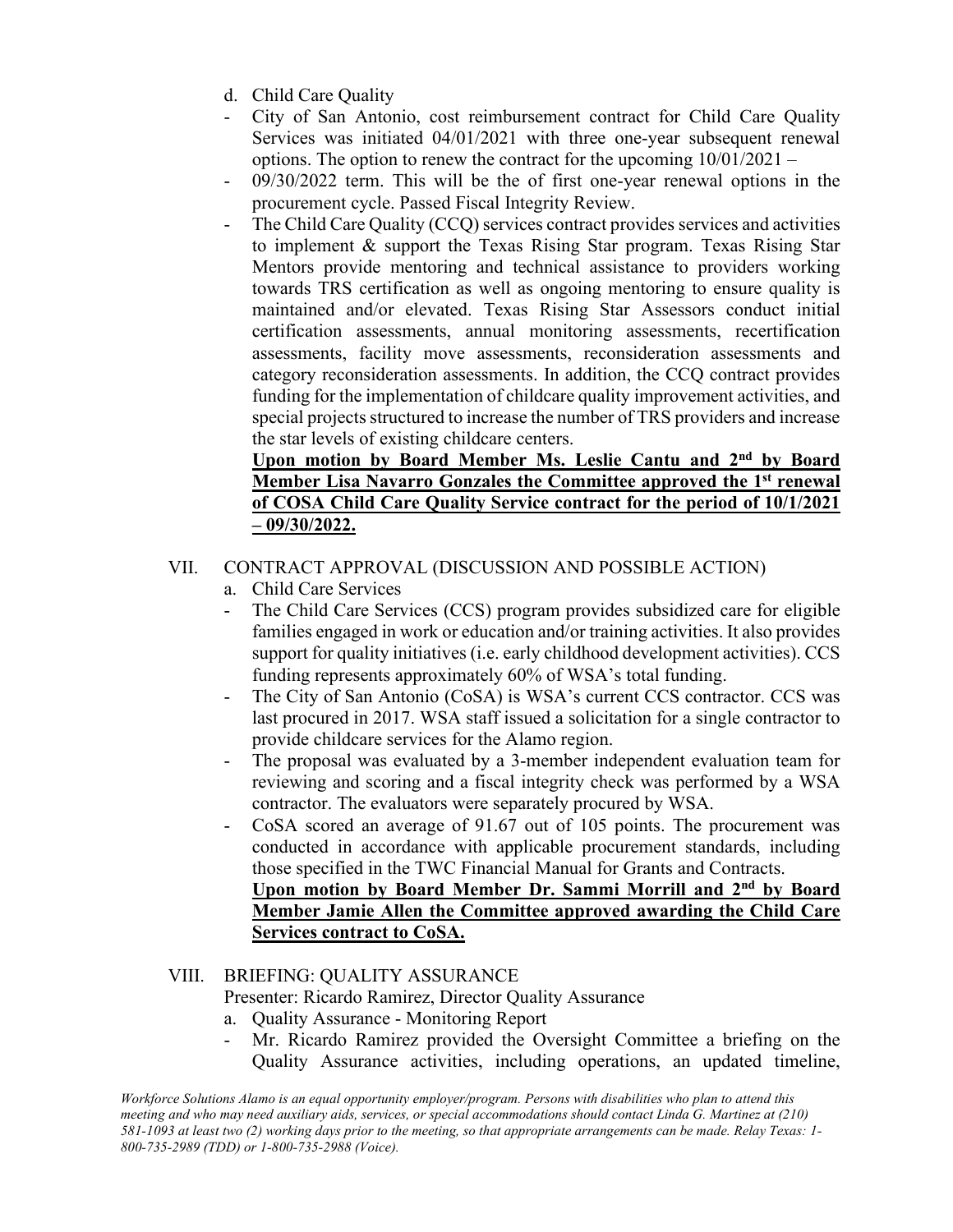d. Child Care Quality

- City of San Antonio, cost reimbursement contract for Child Care Quality Services was initiated 04/01/2021 with three one-year subsequent renewal options. The option to renew the contract for the upcoming 10/01/2021 –
- 09/30/2022 term. This will be the of first one-year renewal options in the procurement cycle. Passed Fiscal Integrity Review.
- The Child Care Quality (CCQ) services contract provides services and activities to implement & support the Texas Rising Star program. Texas Rising Star Mentors provide mentoring and technical assistance to providers working towards TRS certification as well as ongoing mentoring to ensure quality is maintained and/or elevated. Texas Rising Star Assessors conduct initial certification assessments, annual monitoring assessments, recertification assessments, facility move assessments, reconsideration assessments and category reconsideration assessments. In addition, the CCQ contract provides funding for the implementation of childcare quality improvement activities, and special projects structured to increase the number of TRS providers and increase the star levels of existing childcare centers.

  **Upon motion by Board Member Ms. Leslie Cantu and 2nd by Board Member Lisa Navarro Gonzales the Committee approved the 1st renewal of COSA Child Care Quality Service contract for the period of 10/1/2021 – 09/30/2022.**

VII. CONTRACT APPROVAL (DISCUSSION AND POSSIBLE ACTION)

a. Child Care Services

- The Child Care Services (CCS) program provides subsidized care for eligible families engaged in work or education and/or training activities. It also provides support for quality initiatives (i.e. early childhood development activities). CCS funding represents approximately 60% of WSA's total funding.
- The City of San Antonio (CoSA) is WSA's current CCS contractor. CCS was last procured in 2017. WSA staff issued a solicitation for a single contractor to provide childcare services for the Alamo region.
- The proposal was evaluated by a 3-member independent evaluation team for reviewing and scoring and a fiscal integrity check was performed by a WSA contractor. The evaluators were separately procured by WSA.
- CoSA scored an average of 91.67 out of 105 points. The procurement was conducted in accordance with applicable procurement standards, including those specified in the TWC Financial Manual for Grants and Contracts.

  **Upon motion by Board Member Dr. Sammi Morrill and 2nd by Board Member Jamie Allen the Committee approved awarding the Child Care Services contract to CoSA.**

VIII. BRIEFING: QUALITY ASSURANCE

Presenter: Ricardo Ramirez, Director Quality Assurance

a. Quality Assurance - Monitoring Report

- Mr. Ricardo Ramirez provided the Oversight Committee a briefing on the Quality Assurance activities, including operations, an updated timeline,

*Workforce Solutions Alamo is an equal opportunity employer/program. Persons with disabilities who plan to attend this meeting and who may need auxiliary aids, services, or special accommodations should contact Linda G. Martinez at (210) 581-1093 at least two (2) working days prior to the meeting, so that appropriate arrangements can be made. Relay Texas: 1-800-735-2989 (TDD) or 1-800-735-2988 (Voice).*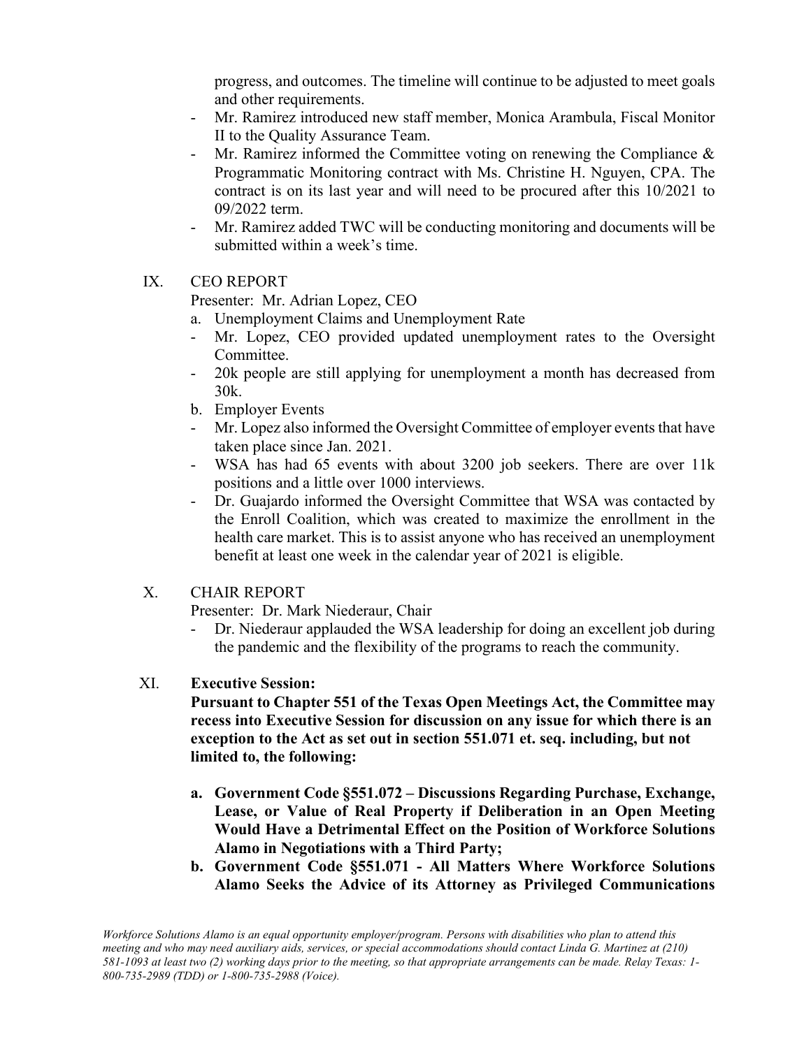progress, and outcomes. The timeline will continue to be adjusted to meet goals and other requirements.

- Mr. Ramirez introduced new staff member, Monica Arambula, Fiscal Monitor II to the Quality Assurance Team.
- Mr. Ramirez informed the Committee voting on renewing the Compliance & Programmatic Monitoring contract with Ms. Christine H. Nguyen, CPA. The contract is on its last year and will need to be procured after this 10/2021 to 09/2022 term.
- Mr. Ramirez added TWC will be conducting monitoring and documents will be submitted within a week's time.

IX. CEO REPORT

Presenter: Mr. Adrian Lopez, CEO

a. Unemployment Claims and Unemployment Rate

- Mr. Lopez, CEO provided updated unemployment rates to the Oversight Committee.
- 20k people are still applying for unemployment a month has decreased from 30k.

b. Employer Events

- Mr. Lopez also informed the Oversight Committee of employer events that have taken place since Jan. 2021.
- WSA has had 65 events with about 3200 job seekers. There are over 11k positions and a little over 1000 interviews.
- Dr. Guajardo informed the Oversight Committee that WSA was contacted by the Enroll Coalition, which was created to maximize the enrollment in the health care market. This is to assist anyone who has received an unemployment benefit at least one week in the calendar year of 2021 is eligible.

X. CHAIR REPORT

Presenter: Dr. Mark Niederaur, Chair

- Dr. Niederaur applauded the WSA leadership for doing an excellent job during the pandemic and the flexibility of the programs to reach the community.

XI. **Executive Session:**

**Pursuant to Chapter 551 of the Texas Open Meetings Act, the Committee may recess into Executive Session for discussion on any issue for which there is an exception to the Act as set out in section 551.071 et. seq. including, but not limited to, the following:**

**a. Government Code §551.072 – Discussions Regarding Purchase, Exchange, Lease, or Value of Real Property if Deliberation in an Open Meeting Would Have a Detrimental Effect on the Position of Workforce Solutions Alamo in Negotiations with a Third Party;**

**b. Government Code §551.071 - All Matters Where Workforce Solutions Alamo Seeks the Advice of its Attorney as Privileged Communications**

*Workforce Solutions Alamo is an equal opportunity employer/program. Persons with disabilities who plan to attend this meeting and who may need auxiliary aids, services, or special accommodations should contact Linda G. Martinez at (210) 581-1093 at least two (2) working days prior to the meeting, so that appropriate arrangements can be made. Relay Texas: 1-800-735-2989 (TDD) or 1-800-735-2988 (Voice).*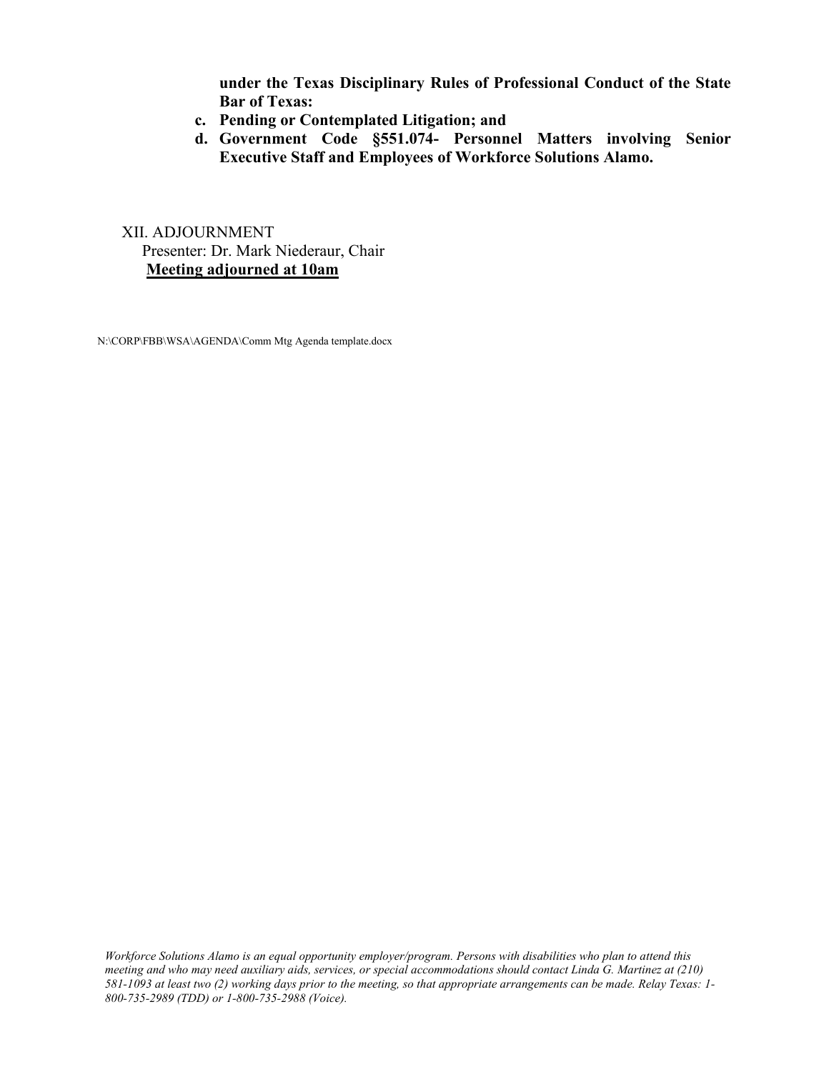**under the Texas Disciplinary Rules of Professional Conduct of the State Bar of Texas:**

c. **Pending or Contemplated Litigation; and**
d. **Government Code §551.074- Personnel Matters involving Senior Executive Staff and Employees of Workforce Solutions Alamo.**

XII. ADJOURNMENT

Presenter: Dr. Mark Niederaur, Chair

**Meeting adjourned at 10am**

N:\CORP\FBB\WSA\AGENDA\Comm Mtg Agenda template.docx

*Workforce Solutions Alamo is an equal opportunity employer/program. Persons with disabilities who plan to attend this meeting and who may need auxiliary aids, services, or special accommodations should contact Linda G. Martinez at (210) 581-1093 at least two (2) working days prior to the meeting, so that appropriate arrangements can be made. Relay Texas: 1-800-735-2989 (TDD) or 1-800-735-2988 (Voice).*